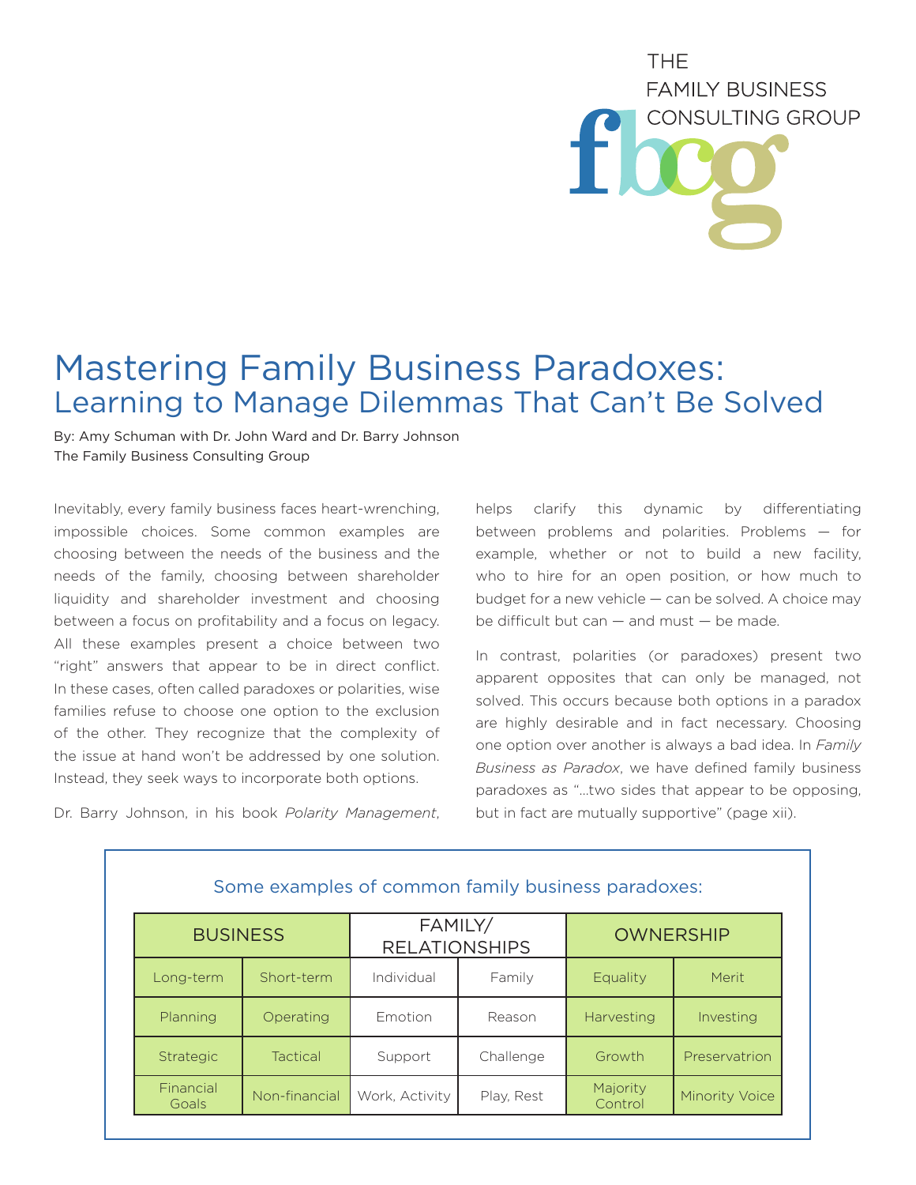THE FAMILY BUSINESS CONSULTING GROUP

# Mastering Family Business Paradoxes:
## Learning to Manage Dilemmas That Can't Be Solved

By: Amy Schuman with Dr. John Ward and Dr. Barry Johnson
The Family Business Consulting Group

Inevitably, every family business faces heart-wrenching, impossible choices. Some common examples are choosing between the needs of the business and the needs of the family, choosing between shareholder liquidity and shareholder investment and choosing between a focus on profitability and a focus on legacy. All these examples present a choice between two "right" answers that appear to be in direct conflict. In these cases, often called paradoxes or polarities, wise families refuse to choose one option to the exclusion of the other. They recognize that the complexity of the issue at hand won't be addressed by one solution. Instead, they seek ways to incorporate both options.

Dr. Barry Johnson, in his book *Polarity Management*, helps clarify this dynamic by differentiating between problems and polarities. Problems — for example, whether or not to build a new facility, who to hire for an open position, or how much to budget for a new vehicle — can be solved. A choice may be difficult but can — and must — be made.

In contrast, polarities (or paradoxes) present two apparent opposites that can only be managed, not solved. This occurs because both options in a paradox are highly desirable and in fact necessary. Choosing one option over another is always a bad idea. In *Family Business as Paradox*, we have defined family business paradoxes as "...two sides that appear to be opposing, but in fact are mutually supportive" (page xii).

### Some examples of common family business paradoxes:

| BUSINESS | | FAMILY/ RELATIONSHIPS | | OWNERSHIP | |
|---|---|---|---|---|---|
| Long-term | Short-term | Individual | Family | Equality | Merit |
| Planning | Operating | Emotion | Reason | Harvesting | Investing |
| Strategic | Tactical | Support | Challenge | Growth | Preservatrion |
| Financial Goals | Non-financial | Work, Activity | Play, Rest | Majority Control | Minority Voice |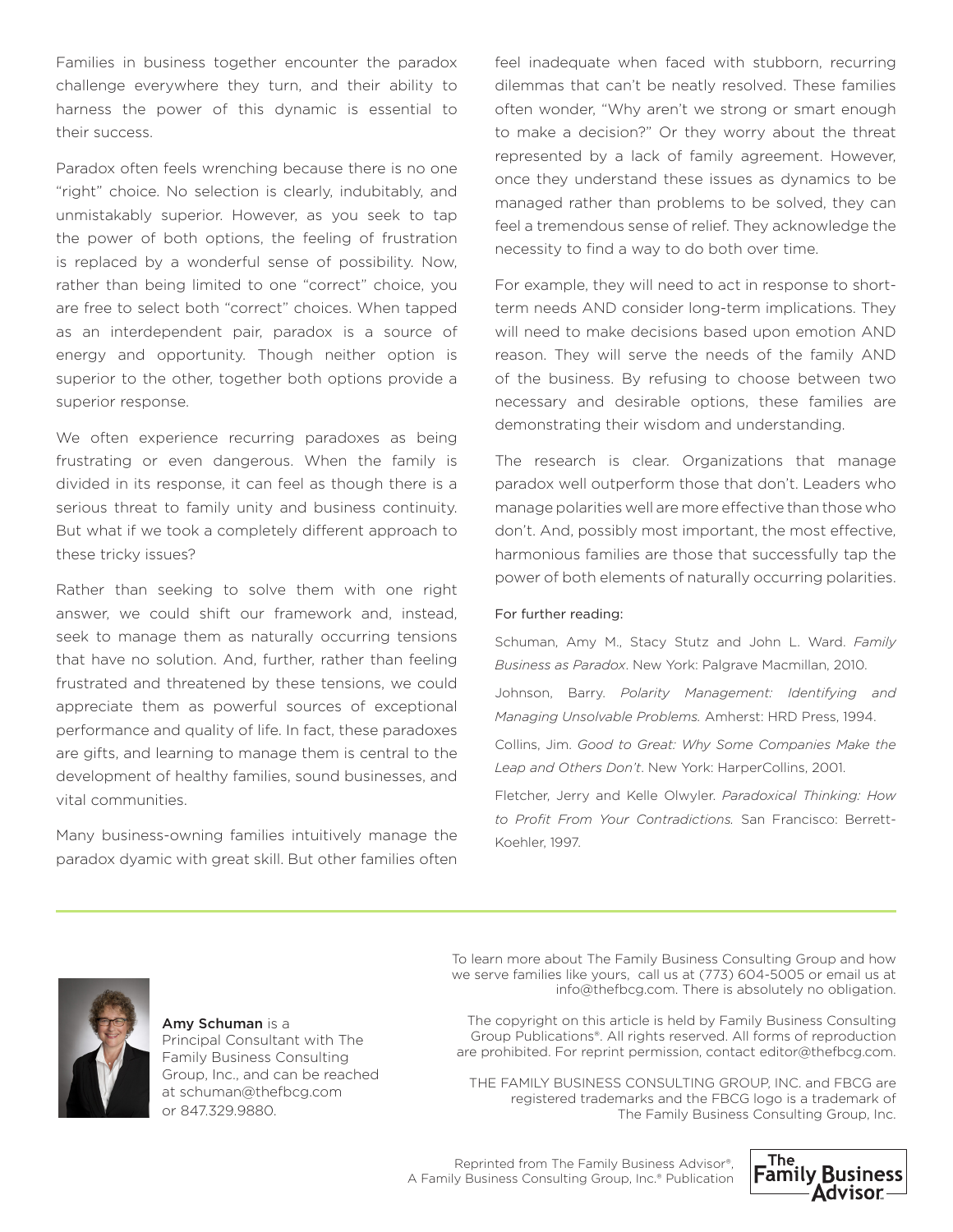Families in business together encounter the paradox challenge everywhere they turn, and their ability to harness the power of this dynamic is essential to their success.

Paradox often feels wrenching because there is no one "right" choice. No selection is clearly, indubitably, and unmistakably superior. However, as you seek to tap the power of both options, the feeling of frustration is replaced by a wonderful sense of possibility. Now, rather than being limited to one "correct" choice, you are free to select both "correct" choices. When tapped as an interdependent pair, paradox is a source of energy and opportunity. Though neither option is superior to the other, together both options provide a superior response.

We often experience recurring paradoxes as being frustrating or even dangerous. When the family is divided in its response, it can feel as though there is a serious threat to family unity and business continuity. But what if we took a completely different approach to these tricky issues?

Rather than seeking to solve them with one right answer, we could shift our framework and, instead, seek to manage them as naturally occurring tensions that have no solution. And, further, rather than feeling frustrated and threatened by these tensions, we could appreciate them as powerful sources of exceptional performance and quality of life. In fact, these paradoxes are gifts, and learning to manage them is central to the development of healthy families, sound businesses, and vital communities.

Many business-owning families intuitively manage the paradox dyamic with great skill. But other families often feel inadequate when faced with stubborn, recurring dilemmas that can't be neatly resolved. These families often wonder, "Why aren't we strong or smart enough to make a decision?" Or they worry about the threat represented by a lack of family agreement. However, once they understand these issues as dynamics to be managed rather than problems to be solved, they can feel a tremendous sense of relief. They acknowledge the necessity to find a way to do both over time.

For example, they will need to act in response to short-term needs AND consider long-term implications. They will need to make decisions based upon emotion AND reason. They will serve the needs of the family AND of the business. By refusing to choose between two necessary and desirable options, these families are demonstrating their wisdom and understanding.

The research is clear. Organizations that manage paradox well outperform those that don't. Leaders who manage polarities well are more effective than those who don't. And, possibly most important, the most effective, harmonious families are those that successfully tap the power of both elements of naturally occurring polarities.

For further reading:

Schuman, Amy M., Stacy Stutz and John L. Ward. *Family Business as Paradox*. New York: Palgrave Macmillan, 2010.

Johnson, Barry. *Polarity Management: Identifying and Managing Unsolvable Problems.* Amherst: HRD Press, 1994.

Collins, Jim. *Good to Great: Why Some Companies Make the Leap and Others Don't*. New York: HarperCollins, 2001.

Fletcher, Jerry and Kelle Olwyler. *Paradoxical Thinking: How to Profit From Your Contradictions.* San Francisco: Berrett-Koehler, 1997.

---

**Amy Schuman** is a Principal Consultant with The Family Business Consulting Group, Inc., and can be reached at schuman@thefbcg.com or 847.329.9880.

To learn more about The Family Business Consulting Group and how we serve families like yours, call us at (773) 604-5005 or email us at info@thefbcg.com. There is absolutely no obligation.

The copyright on this article is held by Family Business Consulting Group Publications®. All rights reserved. All forms of reproduction are prohibited. For reprint permission, contact editor@thefbcg.com.

THE FAMILY BUSINESS CONSULTING GROUP, INC. and FBCG are registered trademarks and the FBCG logo is a trademark of The Family Business Consulting Group, Inc.

Reprinted from The Family Business Advisor®, A Family Business Consulting Group, Inc.® Publication

The Family Business Advisor